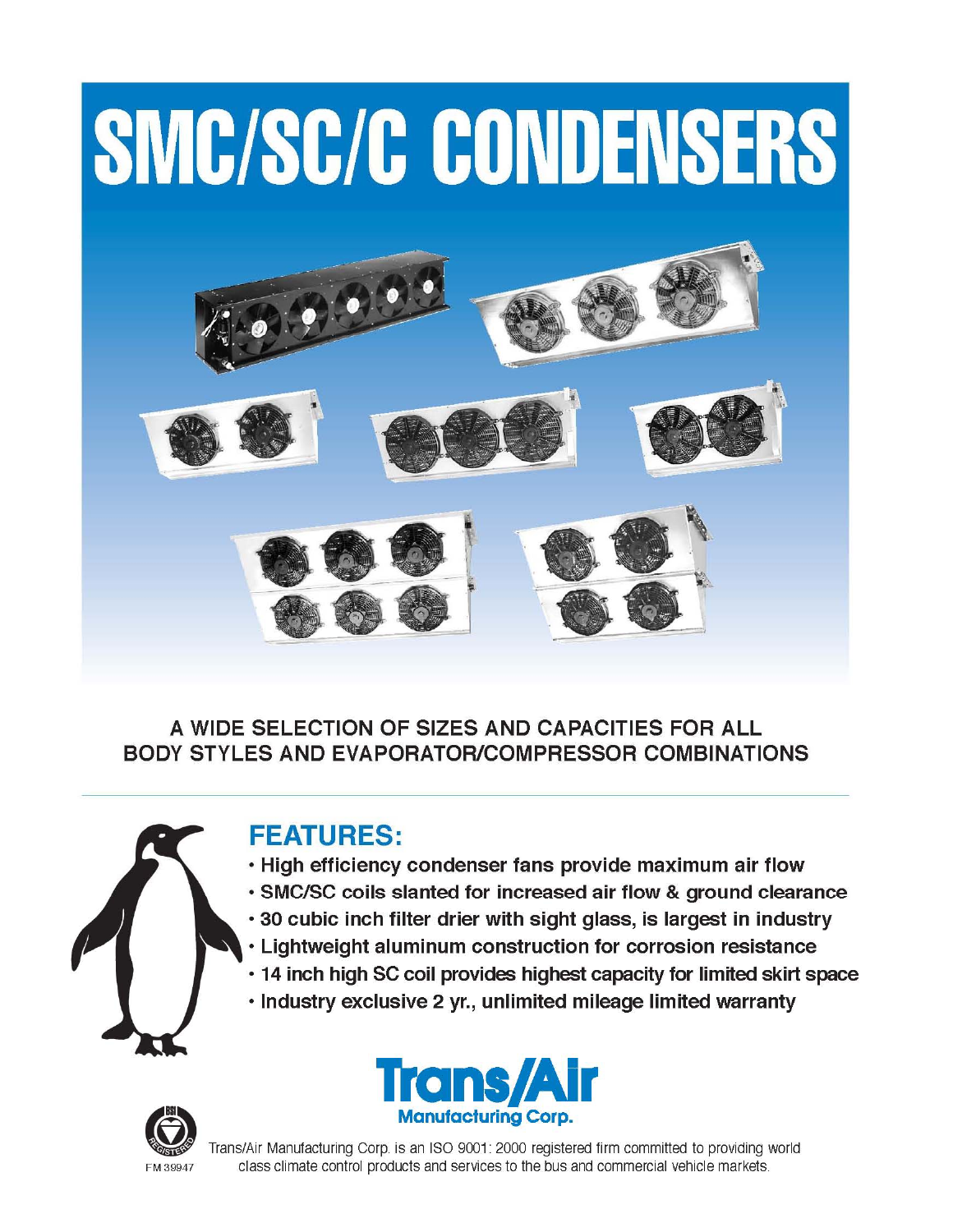# SMC/SC/C CONDENSERS

A WIDE SELECTION OF SIZES AND CAPACITIES FOR ALL BODY STYLES AND EVAPORATOR/COMPRESSOR COMBINATIONS

## FEATURES:

- High efficiency condenser fans provide maximum air flow
- SMC/SC coils slanted for increased air flow & ground clearance
- 30 cubic inch filter drier with sight glass, is largest in industry
- Lightweight aluminum construction for corrosion resistance
- 14 inch high SC coil provides highest capacity for limited skirt space
- Industry exclusive 2 yr., unlimited mileage limited warranty

**Trans/Air Manufacturing Corp.**

FM 39947

Trans/Air Manufacturing Corp. is an ISO 9001: 2000 registered firm committed to providing world class climate control products and services to the bus and commercial vehicle markets.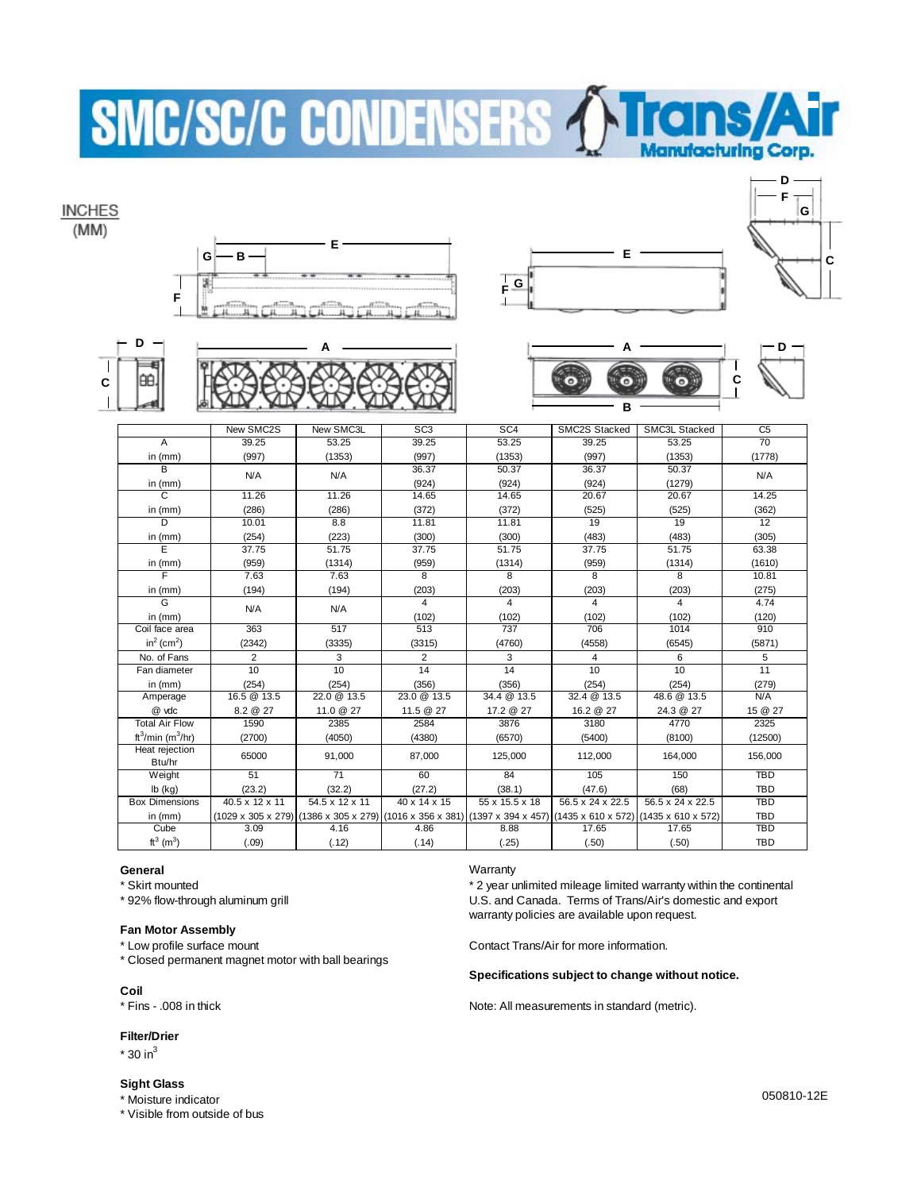# SMC/SC/C CONDENSERS

Trans/Air Manufacturing Corp.

INCHES
(MM)

| | New SMC2S | New SMC3L | SC3 | SC4 | SMC2S Stacked | SMC3L Stacked | C5 |
|---|---|---|---|---|---|---|---|
| A<br>in (mm) | 39.25<br>(997) | 53.25<br>(1353) | 39.25<br>(997) | 53.25<br>(1353) | 39.25<br>(997) | 53.25<br>(1353) | 70<br>(1778) |
| B<br>in (mm) | N/A | N/A | 36.37<br>(924) | 50.37<br>(924) | 36.37<br>(924) | 50.37<br>(1279) | N/A |
| C<br>in (mm) | 11.26<br>(286) | 11.26<br>(286) | 14.65<br>(372) | 14.65<br>(372) | 20.67<br>(525) | 20.67<br>(525) | 14.25<br>(362) |
| D<br>in (mm) | 10.01<br>(254) | 8.8<br>(223) | 11.81<br>(300) | 11.81<br>(300) | 19<br>(483) | 19<br>(483) | 12<br>(305) |
| E<br>in (mm) | 37.75<br>(959) | 51.75<br>(1314) | 37.75<br>(959) | 51.75<br>(1314) | 37.75<br>(959) | 51.75<br>(1314) | 63.38<br>(1610) |
| F<br>in (mm) | 7.63<br>(194) | 7.63<br>(194) | 8<br>(203) | 8<br>(203) | 8<br>(203) | 8<br>(203) | 10.81<br>(275) |
| G<br>in (mm) | N/A | N/A | 4<br>(102) | 4<br>(102) | 4<br>(102) | 4<br>(102) | 4.74<br>(120) |
| Coil face area<br>in$^2$ (cm$^2$) | 363<br>(2342) | 517<br>(3335) | 513<br>(3315) | 737<br>(4760) | 706<br>(4558) | 1014<br>(6545) | 910<br>(5871) |
| No. of Fans | 2 | 3 | 2 | 3 | 4 | 6 | 5 |
| Fan diameter<br>in (mm) | 10<br>(254) | 10<br>(254) | 14<br>(356) | 14<br>(356) | 10<br>(254) | 10<br>(254) | 11<br>(279) |
| Amperage<br>@ vdc | 16.5 @ 13.5<br>8.2 @ 27 | 22.0 @ 13.5<br>11.0 @ 27 | 23.0 @ 13.5<br>11.5 @ 27 | 34.4 @ 13.5<br>17.2 @ 27 | 32.4 @ 13.5<br>16.2 @ 27 | 48.6 @ 13.5<br>24.3 @ 27 | N/A<br>15 @ 27 |
| Total Air Flow<br>ft$^3$/min (m$^3$/hr) | 1590<br>(2700) | 2385<br>(4050) | 2584<br>(4380) | 3876<br>(6570) | 3180<br>(5400) | 4770<br>(8100) | 2325<br>(12500) |
| Heat rejection<br>Btu/hr | 65000 | 91,000 | 87,000 | 125,000 | 112,000 | 164,000 | 156,000 |
| Weight<br>lb (kg) | 51<br>(23.2) | 71<br>(32.2) | 60<br>(27.2) | 84<br>(38.1) | 105<br>(47.6) | 150<br>(68) | TBD<br>TBD |
| Box Dimensions<br>in (mm) | 40.5 x 12 x 11<br>(1029 x 305 x 279) | 54.5 x 12 x 11<br>(1386 x 305 x 279) | 40 x 14 x 15<br>(1016 x 356 x 381) | 55 x 15.5 x 18<br>(1397 x 394 x 457) | 56.5 x 24 x 22.5<br>(1435 x 610 x 572) | 56.5 x 24 x 22.5<br>(1435 x 610 x 572) | TBD<br>TBD |
| Cube<br>ft$^3$ (m$^3$) | 3.09<br>(.09) | 4.16<br>(.12) | 4.86<br>(.14) | 8.88<br>(.25) | 17.65<br>(.50) | 17.65<br>(.50) | TBD<br>TBD |

### General
* Skirt mounted
* 92% flow-through aluminum grill

### Fan Motor Assembly
* Low profile surface mount
* Closed permanent magnet motor with ball bearings

### Coil
* Fins - .008 in thick

### Filter/Drier
* 30 in$^3$

### Sight Glass
* Moisture indicator
* Visible from outside of bus

Warranty

* 2 year unlimited mileage limited warranty within the continental U.S. and Canada. Terms of Trans/Air's domestic and export warranty policies are available upon request.

Contact Trans/Air for more information.

**Specifications subject to change without notice.**

Note: All measurements in standard (metric).

050810-12E